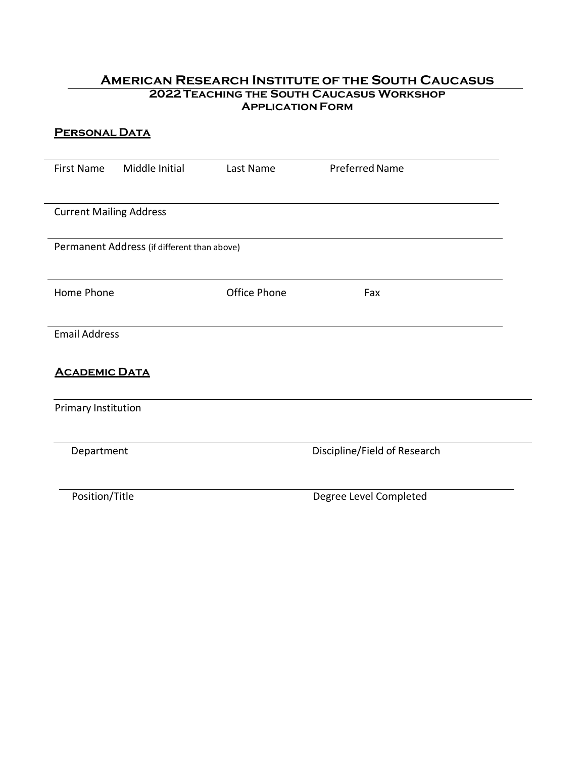# American Research Institute of the South Caucasus

## 2022 Teaching the South Caucasus Workshop

## Application Form

### Personal Data

First Name &nbsp;&nbsp;&nbsp; Middle Initial &nbsp;&nbsp;&nbsp; Last Name &nbsp;&nbsp;&nbsp; Preferred Name

Current Mailing Address

Permanent Address (if different than above)

Home Phone &nbsp;&nbsp;&nbsp; Office Phone &nbsp;&nbsp;&nbsp; Fax

Email Address

### Academic Data

Primary Institution

Department &nbsp;&nbsp;&nbsp; Discipline/Field of Research

Position/Title &nbsp;&nbsp;&nbsp; Degree Level Completed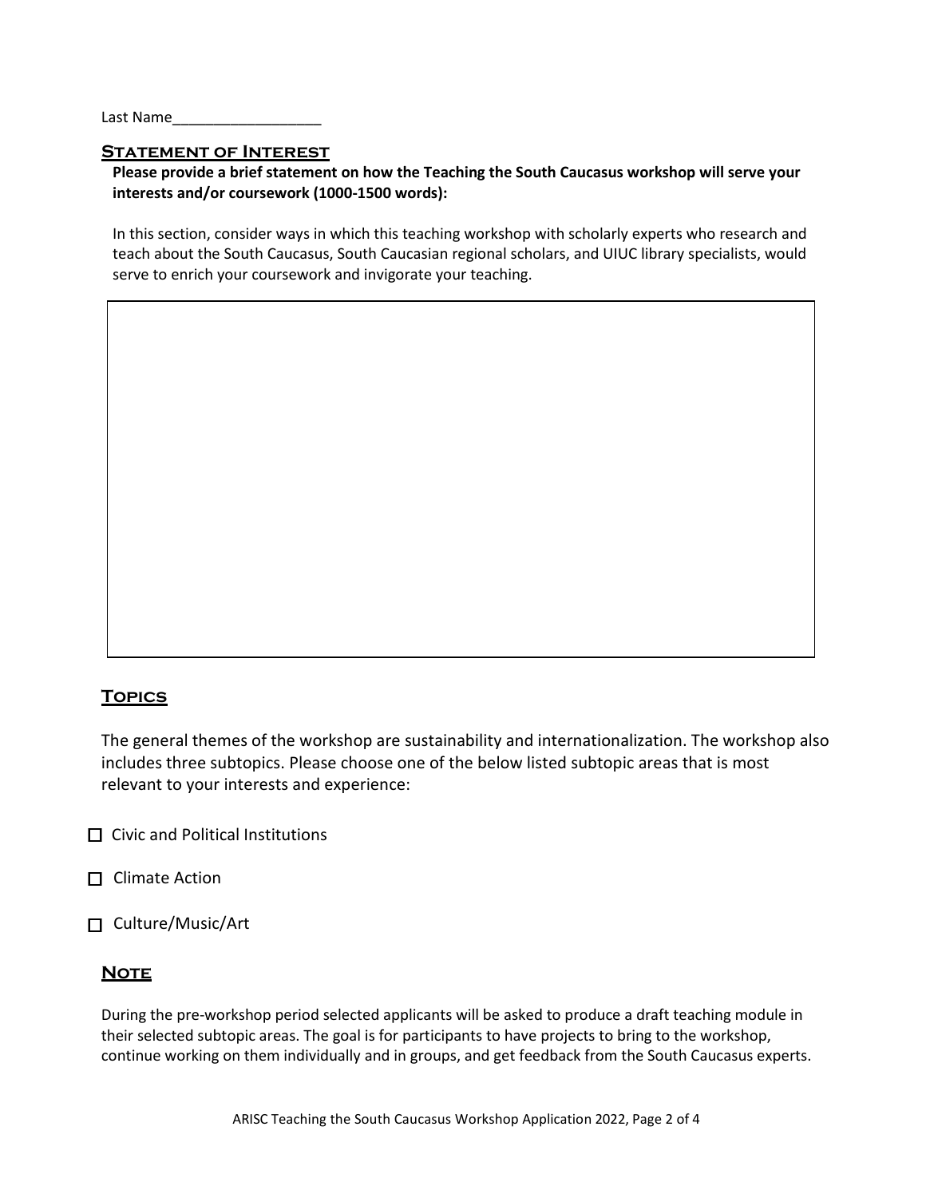Last Name__________________

## Statement of Interest

**Please provide a brief statement on how the Teaching the South Caucasus workshop will serve your interests and/or coursework (1000-1500 words):**

In this section, consider ways in which this teaching workshop with scholarly experts who research and teach about the South Caucasus, South Caucasian regional scholars, and UIUC library specialists, would serve to enrich your coursework and invigorate your teaching.

## Topics

The general themes of the workshop are sustainability and internationalization. The workshop also includes three subtopics. Please choose one of the below listed subtopic areas that is most relevant to your interests and experience:

- ☐ Civic and Political Institutions
- ☐ Climate Action
- ☐ Culture/Music/Art

## Note

During the pre-workshop period selected applicants will be asked to produce a draft teaching module in their selected subtopic areas. The goal is for participants to have projects to bring to the workshop, continue working on them individually and in groups, and get feedback from the South Caucasus experts.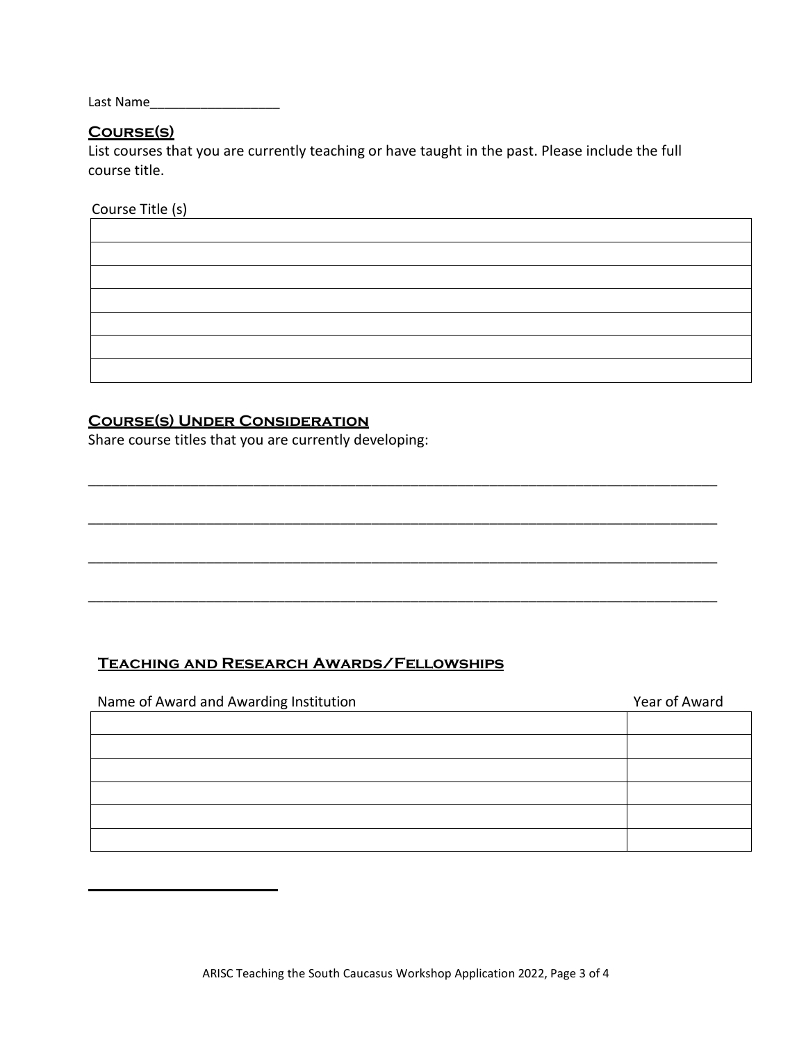Last Name__________________

## Course(s)

List courses that you are currently teaching or have taught in the past. Please include the full course title.

| Course Title (s) |
| --- |
| |
| |
| |
| |
| |
| |
| |

## Course(s) Under Consideration

Share course titles that you are currently developing:

_______________________________________________________________________________

_______________________________________________________________________________

_______________________________________________________________________________

_______________________________________________________________________________

## Teaching and Research Awards/Fellowships

| Name of Award and Awarding Institution | Year of Award |
| --- | --- |
| | |
| | |
| | |
| | |
| | |
| | |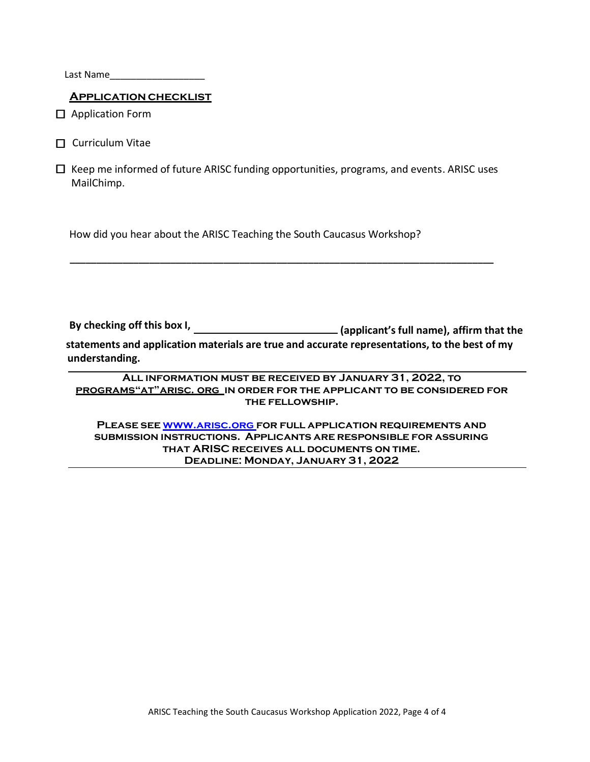Last Name__________________

## Application checklist

- ☐ Application Form
- ☐ Curriculum Vitae
- ☐ Keep me informed of future ARISC funding opportunities, programs, and events. ARISC uses MailChimp.

How did you hear about the ARISC Teaching the South Caucasus Workshop?

___________________________________________________________________________

**By checking off this box I, ________________________ (applicant's full name), affirm that the statements and application materials are true and accurate representations, to the best of my understanding.**

---

**All information must be received by January 31, 2022, to programs"at"arisc. org in order for the applicant to be considered for the fellowship.**

**Please see www.arisc.org for full application requirements and submission instructions. Applicants are responsible for assuring that ARISC receives all documents on time.**
**Deadline: Monday, January 31, 2022**

---